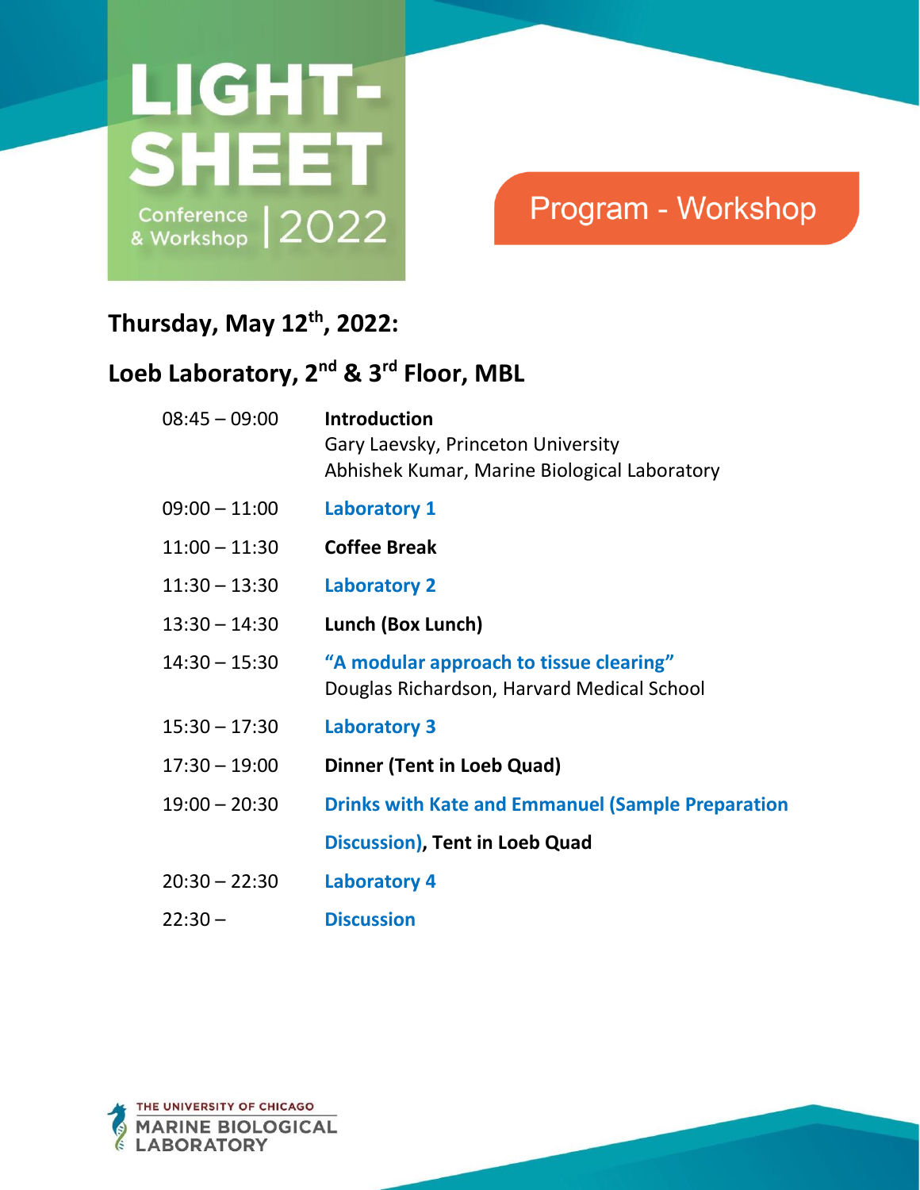# LIGHT-SHEET Conference & Workshop | 2022

## Program - Workshop

### Thursday, May 12th, 2022:

### Loeb Laboratory, 2nd & 3rd Floor, MBL

| | |
|---|---|
| 08:45 – 09:00 | **Introduction**<br>Gary Laevsky, Princeton University<br>Abhishek Kumar, Marine Biological Laboratory |
| 09:00 – 11:00 | **Laboratory 1** |
| 11:00 – 11:30 | **Coffee Break** |
| 11:30 – 13:30 | **Laboratory 2** |
| 13:30 – 14:30 | **Lunch (Box Lunch)** |
| 14:30 – 15:30 | **"A modular approach to tissue clearing"**<br>Douglas Richardson, Harvard Medical School |
| 15:30 – 17:30 | **Laboratory 3** |
| 17:30 – 19:00 | **Dinner (Tent in Loeb Quad)** |
| 19:00 – 20:30 | **Drinks with Kate and Emmanuel (Sample Preparation Discussion), Tent in Loeb Quad** |
| 20:30 – 22:30 | **Laboratory 4** |
| 22:30 – | **Discussion** |

THE UNIVERSITY OF CHICAGO MARINE BIOLOGICAL LABORATORY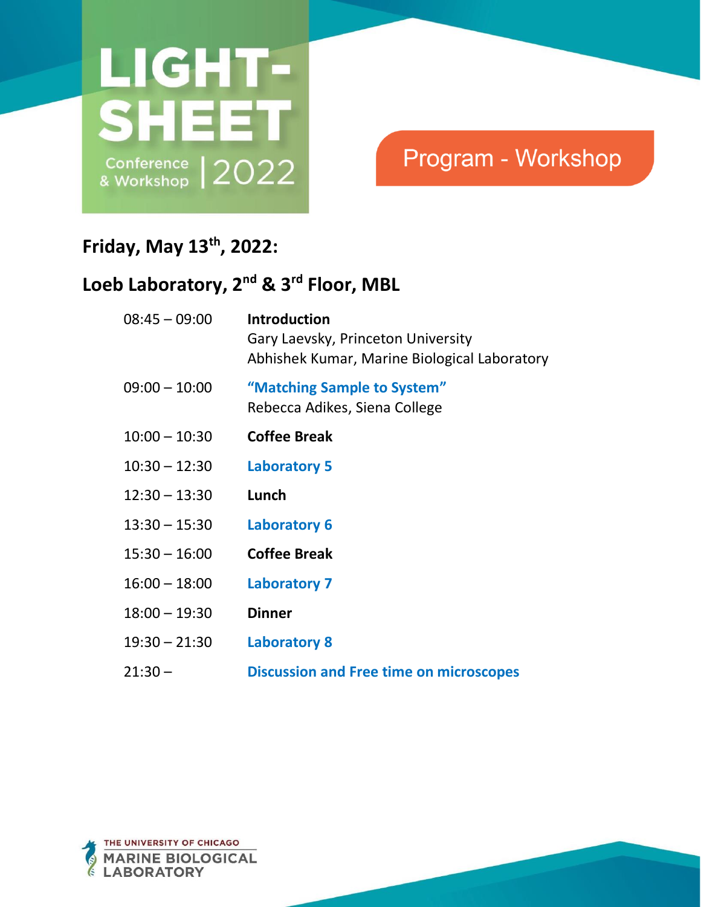LIGHT-SHEET Conference & Workshop | 2022

## Program - Workshop

### Friday, May 13th, 2022:

### Loeb Laboratory, 2nd & 3rd Floor, MBL

| | |
|---|---|
| 08:45 – 09:00 | **Introduction**<br>Gary Laevsky, Princeton University<br>Abhishek Kumar, Marine Biological Laboratory |
| 09:00 – 10:00 | **"Matching Sample to System"**<br>Rebecca Adikes, Siena College |
| 10:00 – 10:30 | **Coffee Break** |
| 10:30 – 12:30 | **Laboratory 5** |
| 12:30 – 13:30 | **Lunch** |
| 13:30 – 15:30 | **Laboratory 6** |
| 15:30 – 16:00 | **Coffee Break** |
| 16:00 – 18:00 | **Laboratory 7** |
| 18:00 – 19:30 | **Dinner** |
| 19:30 – 21:30 | **Laboratory 8** |
| 21:30 – | **Discussion and Free time on microscopes** |

THE UNIVERSITY OF CHICAGO MARINE BIOLOGICAL LABORATORY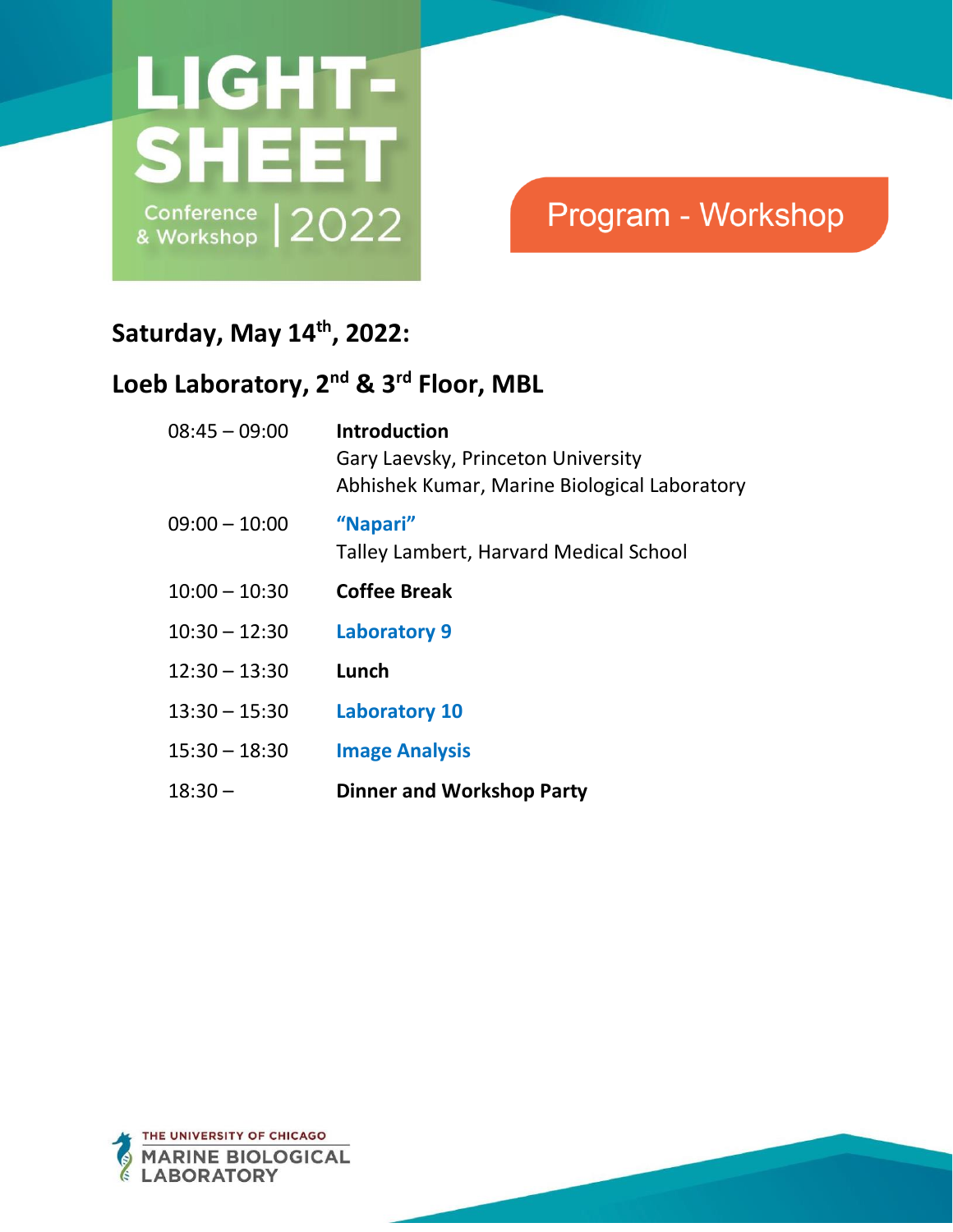LIGHT-SHEET Conference & Workshop | 2022

Program - Workshop

## Saturday, May 14th, 2022:

## Loeb Laboratory, 2nd & 3rd Floor, MBL

| | |
|---|---|
| 08:45 – 09:00 | **Introduction**<br>Gary Laevsky, Princeton University<br>Abhishek Kumar, Marine Biological Laboratory |
| 09:00 – 10:00 | **"Napari"**<br>Talley Lambert, Harvard Medical School |
| 10:00 – 10:30 | **Coffee Break** |
| 10:30 – 12:30 | **Laboratory 9** |
| 12:30 – 13:30 | **Lunch** |
| 13:30 – 15:30 | **Laboratory 10** |
| 15:30 – 18:30 | **Image Analysis** |
| 18:30 – | **Dinner and Workshop Party** |

THE UNIVERSITY OF CHICAGO MARINE BIOLOGICAL LABORATORY